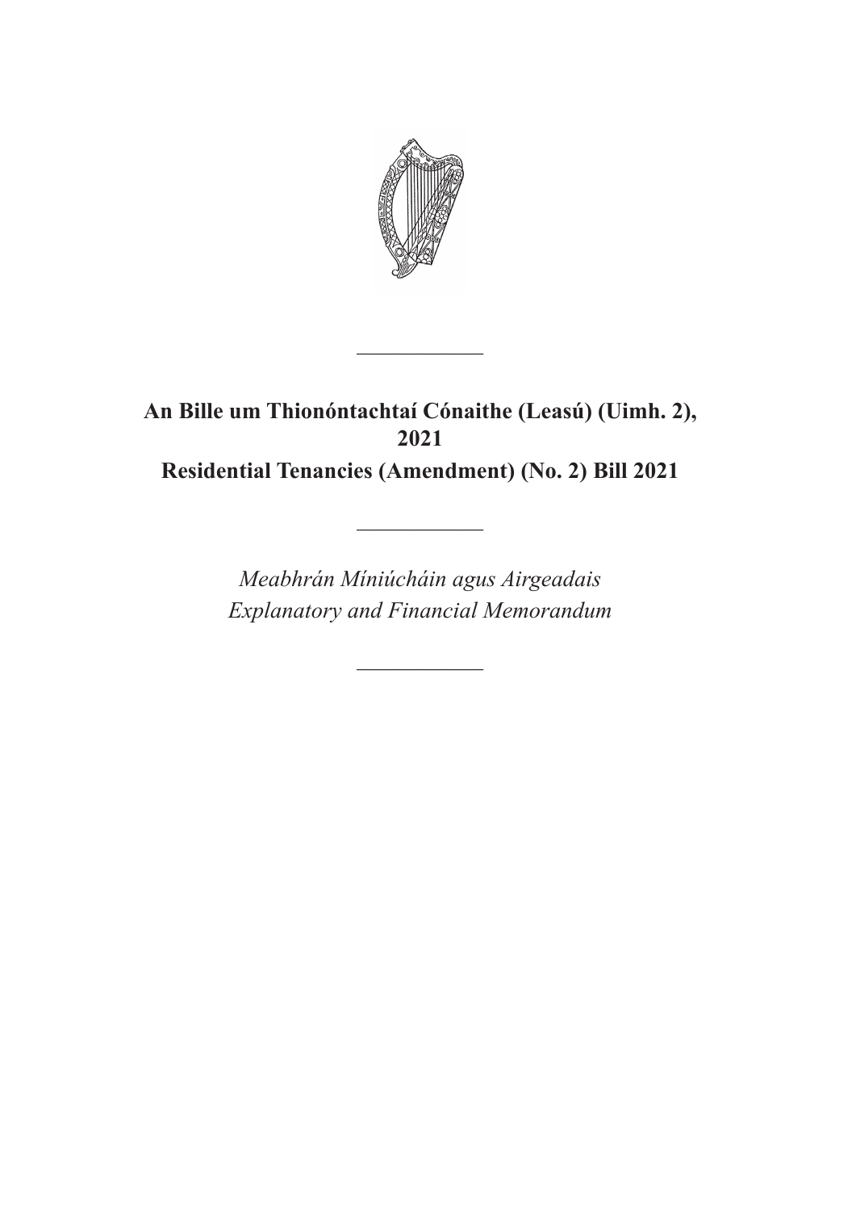---

**An Bille um Thionóntachtaí Cónaithe (Leasú) (Uimh. 2), 2021**

**Residential Tenancies (Amendment) (No. 2) Bill 2021**

---

*Meabhrán Míniúcháin agus Airgeadais*

*Explanatory and Financial Memorandum*

---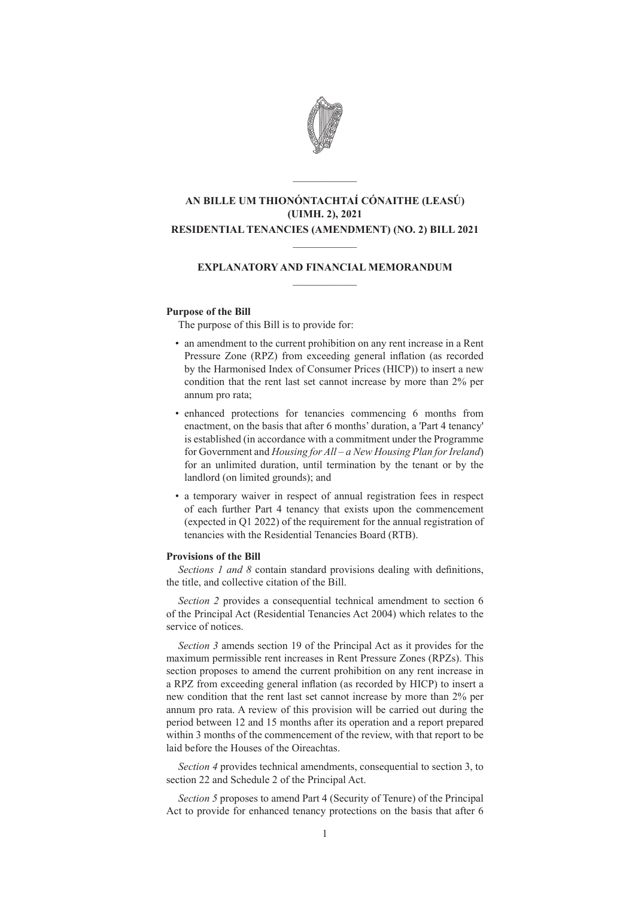## AN BILLE UM THIONÓNTACHTAÍ CÓNAITHE (LEASÚ) (UIMH. 2), 2021

## RESIDENTIAL TENANCIES (AMENDMENT) (NO. 2) BILL 2021

### EXPLANATORY AND FINANCIAL MEMORANDUM

**Purpose of the Bill**

The purpose of this Bill is to provide for:

- an amendment to the current prohibition on any rent increase in a Rent Pressure Zone (RPZ) from exceeding general inflation (as recorded by the Harmonised Index of Consumer Prices (HICP)) to insert a new condition that the rent last set cannot increase by more than 2% per annum pro rata;
- enhanced protections for tenancies commencing 6 months from enactment, on the basis that after 6 months' duration, a 'Part 4 tenancy' is established (in accordance with a commitment under the Programme for Government and *Housing for All – a New Housing Plan for Ireland*) for an unlimited duration, until termination by the tenant or by the landlord (on limited grounds); and
- a temporary waiver in respect of annual registration fees in respect of each further Part 4 tenancy that exists upon the commencement (expected in Q1 2022) of the requirement for the annual registration of tenancies with the Residential Tenancies Board (RTB).

**Provisions of the Bill**

*Sections 1 and 8* contain standard provisions dealing with definitions, the title, and collective citation of the Bill.

*Section 2* provides a consequential technical amendment to section 6 of the Principal Act (Residential Tenancies Act 2004) which relates to the service of notices.

*Section 3* amends section 19 of the Principal Act as it provides for the maximum permissible rent increases in Rent Pressure Zones (RPZs). This section proposes to amend the current prohibition on any rent increase in a RPZ from exceeding general inflation (as recorded by HICP) to insert a new condition that the rent last set cannot increase by more than 2% per annum pro rata. A review of this provision will be carried out during the period between 12 and 15 months after its operation and a report prepared within 3 months of the commencement of the review, with that report to be laid before the Houses of the Oireachtas.

*Section 4* provides technical amendments, consequential to section 3, to section 22 and Schedule 2 of the Principal Act.

*Section 5* proposes to amend Part 4 (Security of Tenure) of the Principal Act to provide for enhanced tenancy protections on the basis that after 6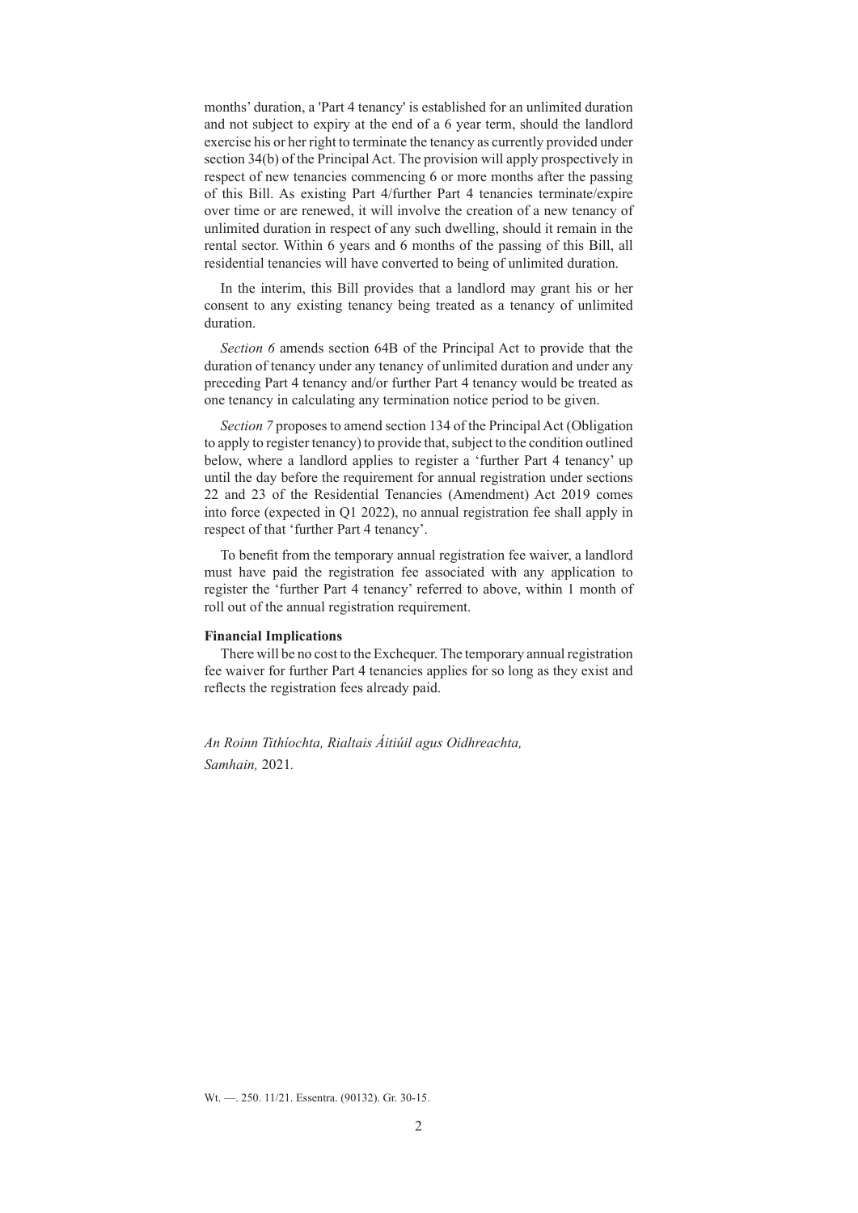months' duration, a 'Part 4 tenancy' is established for an unlimited duration and not subject to expiry at the end of a 6 year term, should the landlord exercise his or her right to terminate the tenancy as currently provided under section 34(b) of the Principal Act. The provision will apply prospectively in respect of new tenancies commencing 6 or more months after the passing of this Bill. As existing Part 4/further Part 4 tenancies terminate/expire over time or are renewed, it will involve the creation of a new tenancy of unlimited duration in respect of any such dwelling, should it remain in the rental sector. Within 6 years and 6 months of the passing of this Bill, all residential tenancies will have converted to being of unlimited duration.

In the interim, this Bill provides that a landlord may grant his or her consent to any existing tenancy being treated as a tenancy of unlimited duration.

*Section 6* amends section 64B of the Principal Act to provide that the duration of tenancy under any tenancy of unlimited duration and under any preceding Part 4 tenancy and/or further Part 4 tenancy would be treated as one tenancy in calculating any termination notice period to be given.

*Section 7* proposes to amend section 134 of the Principal Act (Obligation to apply to register tenancy) to provide that, subject to the condition outlined below, where a landlord applies to register a 'further Part 4 tenancy' up until the day before the requirement for annual registration under sections 22 and 23 of the Residential Tenancies (Amendment) Act 2019 comes into force (expected in Q1 2022), no annual registration fee shall apply in respect of that 'further Part 4 tenancy'.

To benefit from the temporary annual registration fee waiver, a landlord must have paid the registration fee associated with any application to register the 'further Part 4 tenancy' referred to above, within 1 month of roll out of the annual registration requirement.

**Financial Implications**

There will be no cost to the Exchequer. The temporary annual registration fee waiver for further Part 4 tenancies applies for so long as they exist and reflects the registration fees already paid.

*An Roinn Tithíochta, Rialtais Áitiúil agus Oidhreachta,*
*Samhain,* 2021.

Wt. —. 250. 11/21. Essentra. (90132). Gr. 30-15.